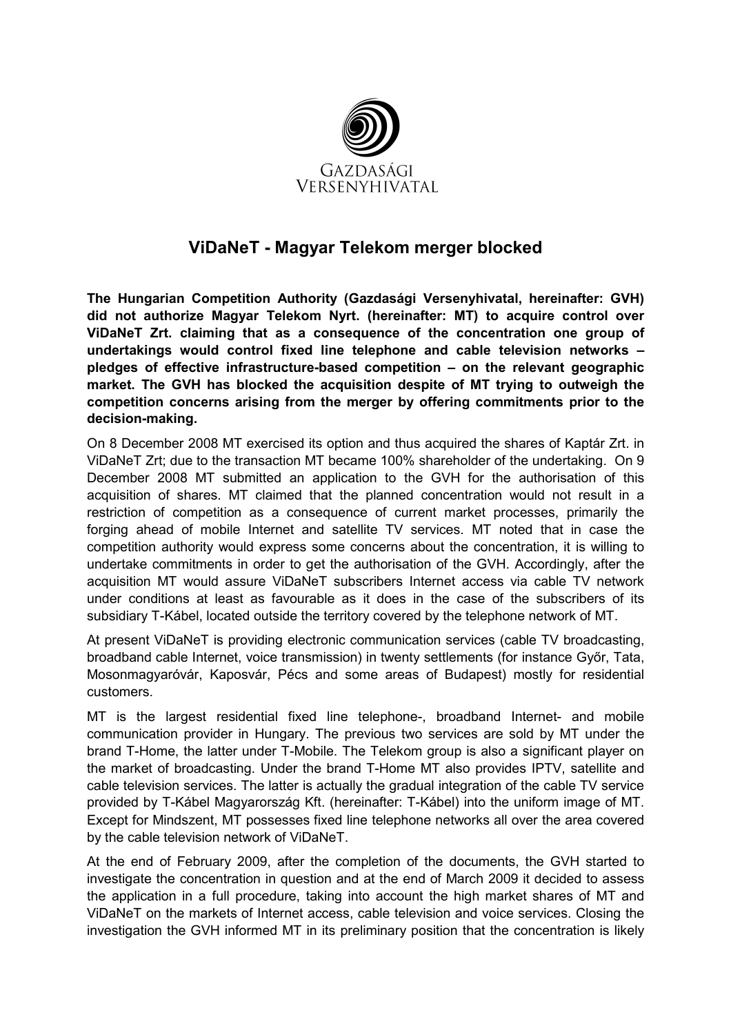GAZDASÁGI VERSENYHIVATAL

# ViDaNeT - Magyar Telekom merger blocked

**The Hungarian Competition Authority (Gazdasági Versenyhivatal, hereinafter: GVH) did not authorize Magyar Telekom Nyrt. (hereinafter: MT) to acquire control over ViDaNeT Zrt. claiming that as a consequence of the concentration one group of undertakings would control fixed line telephone and cable television networks – pledges of effective infrastructure-based competition – on the relevant geographic market. The GVH has blocked the acquisition despite of MT trying to outweigh the competition concerns arising from the merger by offering commitments prior to the decision-making.**

On 8 December 2008 MT exercised its option and thus acquired the shares of Kaptár Zrt. in ViDaNeT Zrt; due to the transaction MT became 100% shareholder of the undertaking. On 9 December 2008 MT submitted an application to the GVH for the authorisation of this acquisition of shares. MT claimed that the planned concentration would not result in a restriction of competition as a consequence of current market processes, primarily the forging ahead of mobile Internet and satellite TV services. MT noted that in case the competition authority would express some concerns about the concentration, it is willing to undertake commitments in order to get the authorisation of the GVH. Accordingly, after the acquisition MT would assure ViDaNeT subscribers Internet access via cable TV network under conditions at least as favourable as it does in the case of the subscribers of its subsidiary T-Kábel, located outside the territory covered by the telephone network of MT.

At present ViDaNeT is providing electronic communication services (cable TV broadcasting, broadband cable Internet, voice transmission) in twenty settlements (for instance Győr, Tata, Mosonmagyaróvár, Kaposvár, Pécs and some areas of Budapest) mostly for residential customers.

MT is the largest residential fixed line telephone-, broadband Internet- and mobile communication provider in Hungary. The previous two services are sold by MT under the brand T-Home, the latter under T-Mobile. The Telekom group is also a significant player on the market of broadcasting. Under the brand T-Home MT also provides IPTV, satellite and cable television services. The latter is actually the gradual integration of the cable TV service provided by T-Kábel Magyarország Kft. (hereinafter: T-Kábel) into the uniform image of MT. Except for Mindszent, MT possesses fixed line telephone networks all over the area covered by the cable television network of ViDaNeT.

At the end of February 2009, after the completion of the documents, the GVH started to investigate the concentration in question and at the end of March 2009 it decided to assess the application in a full procedure, taking into account the high market shares of MT and ViDaNeT on the markets of Internet access, cable television and voice services. Closing the investigation the GVH informed MT in its preliminary position that the concentration is likely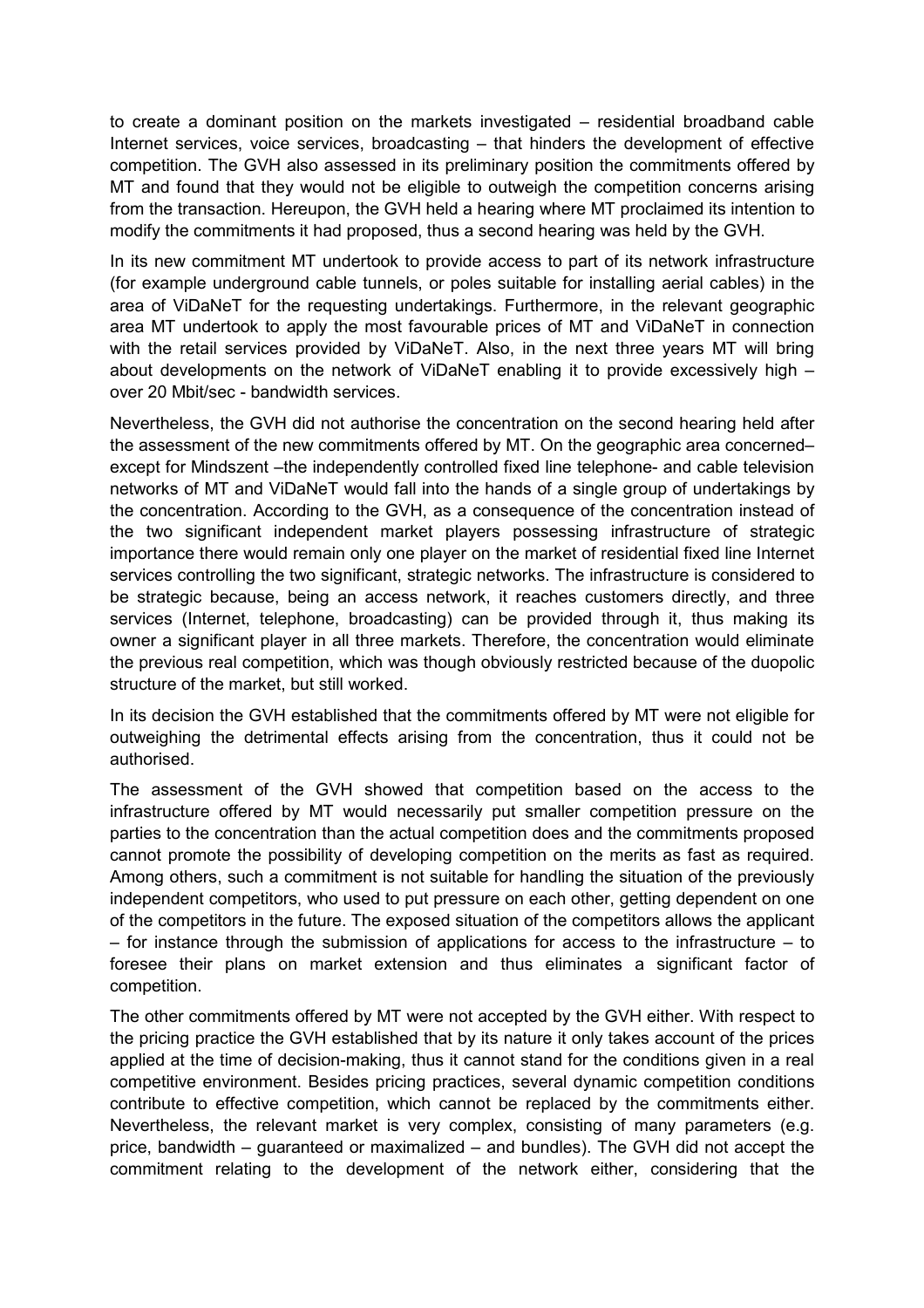to create a dominant position on the markets investigated – residential broadband cable Internet services, voice services, broadcasting – that hinders the development of effective competition. The GVH also assessed in its preliminary position the commitments offered by MT and found that they would not be eligible to outweigh the competition concerns arising from the transaction. Hereupon, the GVH held a hearing where MT proclaimed its intention to modify the commitments it had proposed, thus a second hearing was held by the GVH.

In its new commitment MT undertook to provide access to part of its network infrastructure (for example underground cable tunnels, or poles suitable for installing aerial cables) in the area of ViDaNeT for the requesting undertakings. Furthermore, in the relevant geographic area MT undertook to apply the most favourable prices of MT and ViDaNeT in connection with the retail services provided by ViDaNeT. Also, in the next three years MT will bring about developments on the network of ViDaNeT enabling it to provide excessively high – over 20 Mbit/sec - bandwidth services.

Nevertheless, the GVH did not authorise the concentration on the second hearing held after the assessment of the new commitments offered by MT. On the geographic area concerned– except for Mindszent –the independently controlled fixed line telephone- and cable television networks of MT and ViDaNeT would fall into the hands of a single group of undertakings by the concentration. According to the GVH, as a consequence of the concentration instead of the two significant independent market players possessing infrastructure of strategic importance there would remain only one player on the market of residential fixed line Internet services controlling the two significant, strategic networks. The infrastructure is considered to be strategic because, being an access network, it reaches customers directly, and three services (Internet, telephone, broadcasting) can be provided through it, thus making its owner a significant player in all three markets. Therefore, the concentration would eliminate the previous real competition, which was though obviously restricted because of the duopolic structure of the market, but still worked.

In its decision the GVH established that the commitments offered by MT were not eligible for outweighing the detrimental effects arising from the concentration, thus it could not be authorised.

The assessment of the GVH showed that competition based on the access to the infrastructure offered by MT would necessarily put smaller competition pressure on the parties to the concentration than the actual competition does and the commitments proposed cannot promote the possibility of developing competition on the merits as fast as required. Among others, such a commitment is not suitable for handling the situation of the previously independent competitors, who used to put pressure on each other, getting dependent on one of the competitors in the future. The exposed situation of the competitors allows the applicant – for instance through the submission of applications for access to the infrastructure – to foresee their plans on market extension and thus eliminates a significant factor of competition.

The other commitments offered by MT were not accepted by the GVH either. With respect to the pricing practice the GVH established that by its nature it only takes account of the prices applied at the time of decision-making, thus it cannot stand for the conditions given in a real competitive environment. Besides pricing practices, several dynamic competition conditions contribute to effective competition, which cannot be replaced by the commitments either. Nevertheless, the relevant market is very complex, consisting of many parameters (e.g. price, bandwidth – guaranteed or maximalized – and bundles). The GVH did not accept the commitment relating to the development of the network either, considering that the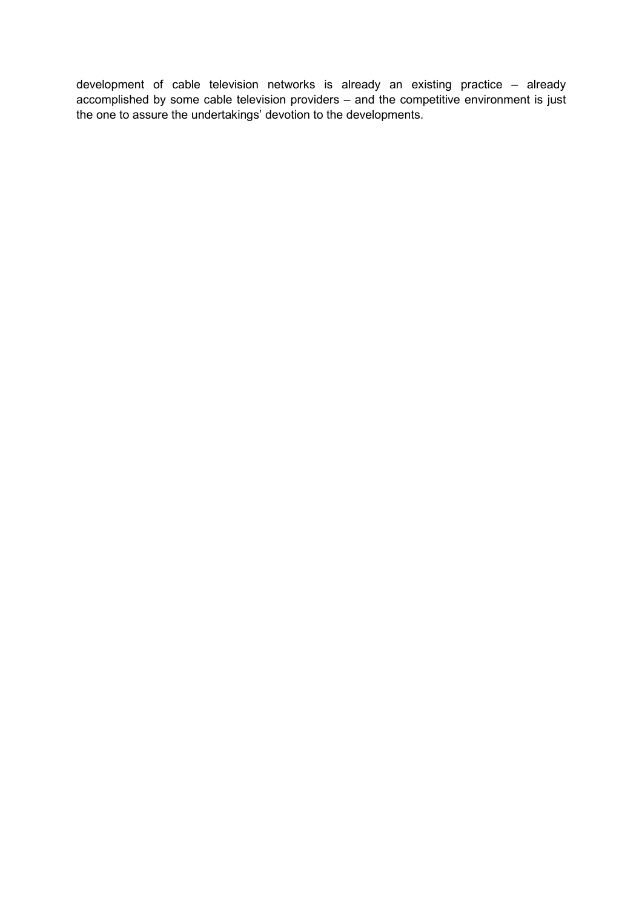development of cable television networks is already an existing practice – already accomplished by some cable television providers – and the competitive environment is just the one to assure the undertakings' devotion to the developments.